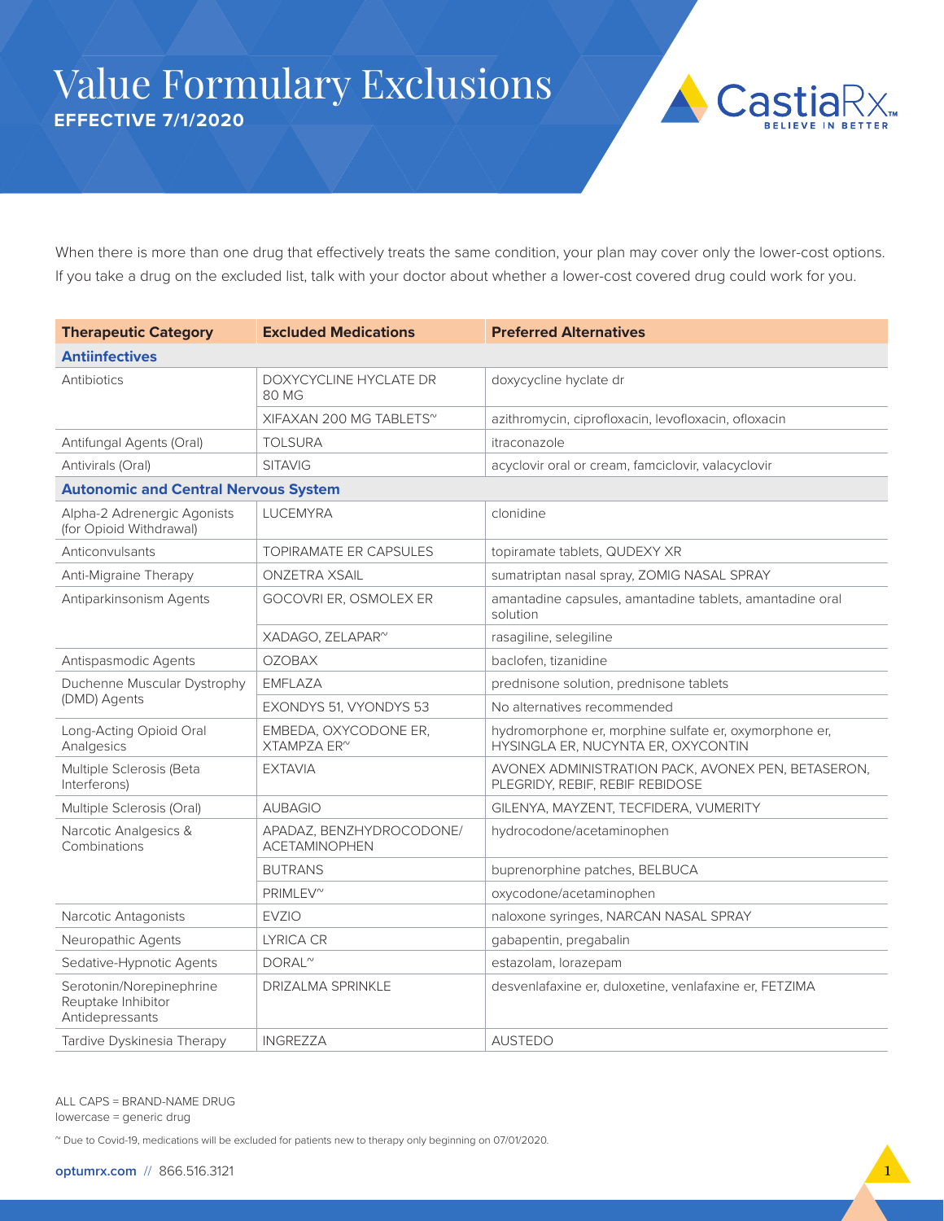# Value Formulary Exclusions

**EFFECTIVE 7/1/2020**

CastiaRx
BELIEVE IN BETTER

When there is more than one drug that effectively treats the same condition, your plan may cover only the lower-cost options. If you take a drug on the excluded list, talk with your doctor about whether a lower-cost covered drug could work for you.

| Therapeutic Category | Excluded Medications | Preferred Alternatives |
|---|---|---|
| **Antiinfectives** | | |
| Antibiotics | DOXYCYCLINE HYCLATE DR 80 MG | doxycycline hyclate dr |
| | XIFAXAN 200 MG TABLETS~ | azithromycin, ciprofloxacin, levofloxacin, ofloxacin |
| Antifungal Agents (Oral) | TOLSURA | itraconazole |
| Antivirals (Oral) | SITAVIG | acyclovir oral or cream, famciclovir, valacyclovir |
| **Autonomic and Central Nervous System** | | |
| Alpha-2 Adrenergic Agonists (for Opioid Withdrawal) | LUCEMYRA | clonidine |
| Anticonvulsants | TOPIRAMATE ER CAPSULES | topiramate tablets, QUDEXY XR |
| Anti-Migraine Therapy | ONZETRA XSAIL | sumatriptan nasal spray, ZOMIG NASAL SPRAY |
| Antiparkinsonism Agents | GOCOVRI ER, OSMOLEX ER | amantadine capsules, amantadine tablets, amantadine oral solution |
| | XADAGO, ZELAPAR~ | rasagiline, selegiline |
| Antispasmodic Agents | OZOBAX | baclofen, tizanidine |
| Duchenne Muscular Dystrophy (DMD) Agents | EMFLAZA | prednisone solution, prednisone tablets |
| | EXONDYS 51, VYONDYS 53 | No alternatives recommended |
| Long-Acting Opioid Oral Analgesics | EMBEDA, OXYCODONE ER, XTAMPZA ER~ | hydromorphone er, morphine sulfate er, oxymorphone er, HYSINGLA ER, NUCYNTA ER, OXYCONTIN |
| Multiple Sclerosis (Beta Interferons) | EXTAVIA | AVONEX ADMINISTRATION PACK, AVONEX PEN, BETASERON, PLEGRIDY, REBIF, REBIF REBIDOSE |
| Multiple Sclerosis (Oral) | AUBAGIO | GILENYA, MAYZENT, TECFIDERA, VUMERITY |
| Narcotic Analgesics & Combinations | APADAZ, BENZHYDROCODONE/ ACETAMINOPHEN | hydrocodone/acetaminophen |
| | BUTRANS | buprenorphine patches, BELBUCA |
| | PRIMLEV~ | oxycodone/acetaminophen |
| Narcotic Antagonists | EVZIO | naloxone syringes, NARCAN NASAL SPRAY |
| Neuropathic Agents | LYRICA CR | gabapentin, pregabalin |
| Sedative-Hypnotic Agents | DORAL~ | estazolam, lorazepam |
| Serotonin/Norepinephrine Reuptake Inhibitor Antidepressants | DRIZALMA SPRINKLE | desvenlafaxine er, duloxetine, venlafaxine er, FETZIMA |
| Tardive Dyskinesia Therapy | INGREZZA | AUSTEDO |

ALL CAPS = BRAND-NAME DRUG
lowercase = generic drug

~ Due to Covid-19, medications will be excluded for patients new to therapy only beginning on 07/01/2020.

optumrx.com // 866.516.3121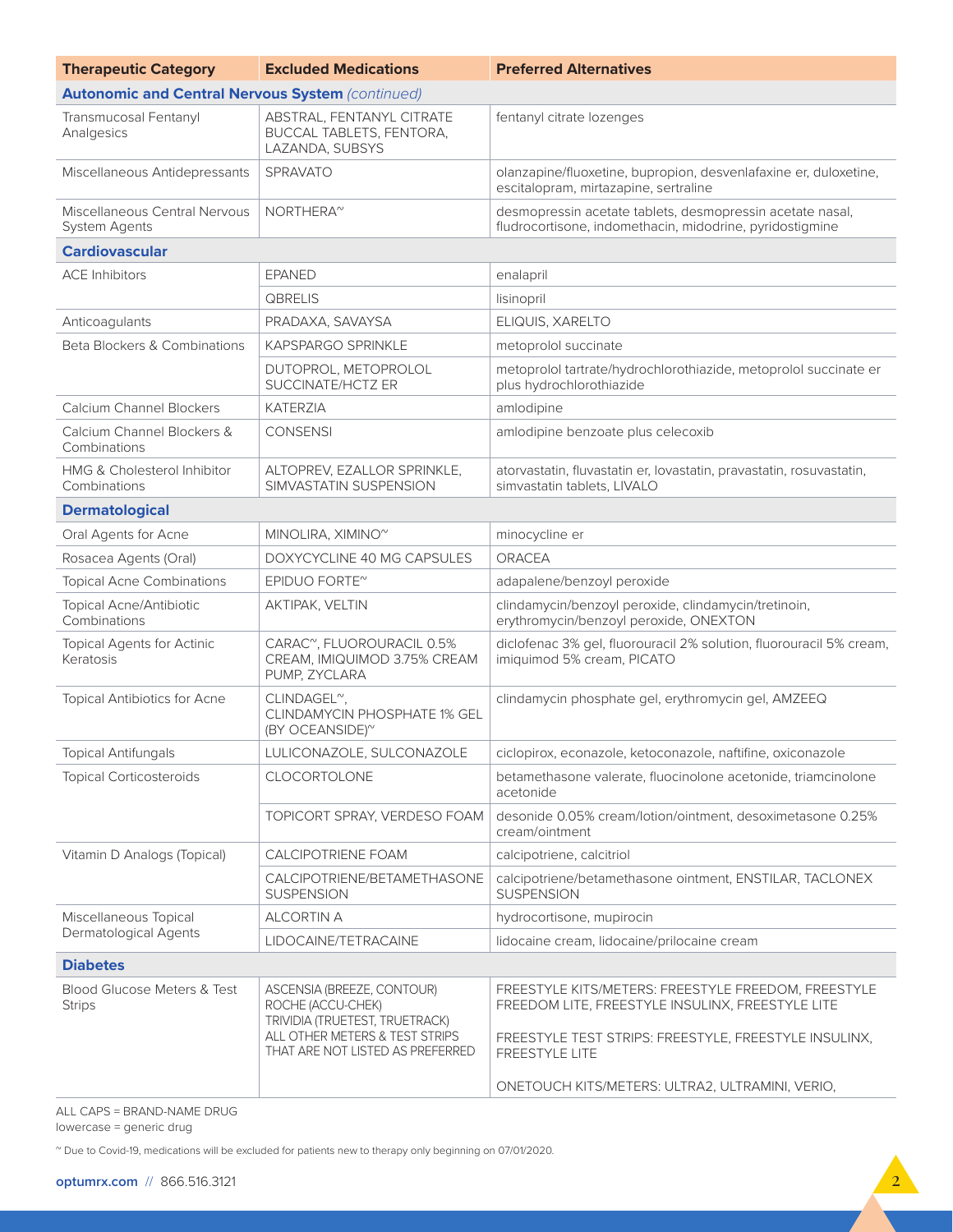| Therapeutic Category | Excluded Medications | Preferred Alternatives |
|---|---|---|
| **Autonomic and Central Nervous System** *(continued)* | | |
| Transmucosal Fentanyl Analgesics | ABSTRAL, FENTANYL CITRATE BUCCAL TABLETS, FENTORA, LAZANDA, SUBSYS | fentanyl citrate lozenges |
| Miscellaneous Antidepressants | SPRAVATO | olanzapine/fluoxetine, bupropion, desvenlafaxine er, duloxetine, escitalopram, mirtazapine, sertraline |
| Miscellaneous Central Nervous System Agents | NORTHERA~ | desmopressin acetate tablets, desmopressin acetate nasal, fludrocortisone, indomethacin, midodrine, pyridostigmine |
| **Cardiovascular** | | |
| ACE Inhibitors | EPANED | enalapril |
| | QBRELIS | lisinopril |
| Anticoagulants | PRADAXA, SAVAYSA | ELIQUIS, XARELTO |
| Beta Blockers & Combinations | KAPSPARGO SPRINKLE | metoprolol succinate |
| | DUTOPROL, METOPROLOL SUCCINATE/HCTZ ER | metoprolol tartrate/hydrochlorothiazide, metoprolol succinate er plus hydrochlorothiazide |
| Calcium Channel Blockers | KATERZIA | amlodipine |
| Calcium Channel Blockers & Combinations | CONSENSI | amlodipine benzoate plus celecoxib |
| HMG & Cholesterol Inhibitor Combinations | ALTOPREV, EZALLOR SPRINKLE, SIMVASTATIN SUSPENSION | atorvastatin, fluvastatin er, lovastatin, pravastatin, rosuvastatin, simvastatin tablets, LIVALO |
| **Dermatological** | | |
| Oral Agents for Acne | MINOLIRA, XIMINO~ | minocycline er |
| Rosacea Agents (Oral) | DOXYCYCLINE 40 MG CAPSULES | ORACEA |
| Topical Acne Combinations | EPIDUO FORTE~ | adapalene/benzoyl peroxide |
| Topical Acne/Antibiotic Combinations | AKTIPAK, VELTIN | clindamycin/benzoyl peroxide, clindamycin/tretinoin, erythromycin/benzoyl peroxide, ONEXTON |
| Topical Agents for Actinic Keratosis | CARAC~, FLUOROURACIL 0.5% CREAM, IMIQUIMOD 3.75% CREAM PUMP, ZYCLARA | diclofenac 3% gel, fluorouracil 2% solution, fluorouracil 5% cream, imiquimod 5% cream, PICATO |
| Topical Antibiotics for Acne | CLINDAGEL~, CLINDAMYCIN PHOSPHATE 1% GEL (BY OCEANSIDE)~ | clindamycin phosphate gel, erythromycin gel, AMZEEQ |
| Topical Antifungals | LULICONAZOLE, SULCONAZOLE | ciclopirox, econazole, ketoconazole, naftifine, oxiconazole |
| Topical Corticosteroids | CLOCORTOLONE | betamethasone valerate, fluocinolone acetonide, triamcinolone acetonide |
| | TOPICORT SPRAY, VERDESO FOAM | desonide 0.05% cream/lotion/ointment, desoximetasone 0.25% cream/ointment |
| Vitamin D Analogs (Topical) | CALCIPOTRIENE FOAM | calcipotriene, calcitriol |
| | CALCIPOTRIENE/BETAMETHASONE SUSPENSION | calcipotriene/betamethasone ointment, ENSTILAR, TACLONEX SUSPENSION |
| Miscellaneous Topical Dermatological Agents | ALCORTIN A | hydrocortisone, mupirocin |
| | LIDOCAINE/TETRACAINE | lidocaine cream, lidocaine/prilocaine cream |
| **Diabetes** | | |
| Blood Glucose Meters & Test Strips | ASCENSIA (BREEZE, CONTOUR) ROCHE (ACCU-CHEK) TRIVIDIA (TRUETEST, TRUETRACK) ALL OTHER METERS & TEST STRIPS THAT ARE NOT LISTED AS PREFERRED | FREESTYLE KITS/METERS: FREESTYLE FREEDOM, FREESTYLE FREEDOM LITE, FREESTYLE INSULINX, FREESTYLE LITE<br><br>FREESTYLE TEST STRIPS: FREESTYLE, FREESTYLE INSULINX, FREESTYLE LITE<br><br>ONETOUCH KITS/METERS: ULTRA2, ULTRAMINI, VERIO, |

ALL CAPS = BRAND-NAME DRUG
lowercase = generic drug

~ Due to Covid-19, medications will be excluded for patients new to therapy only beginning on 07/01/2020.

optumrx.com // 866.516.3121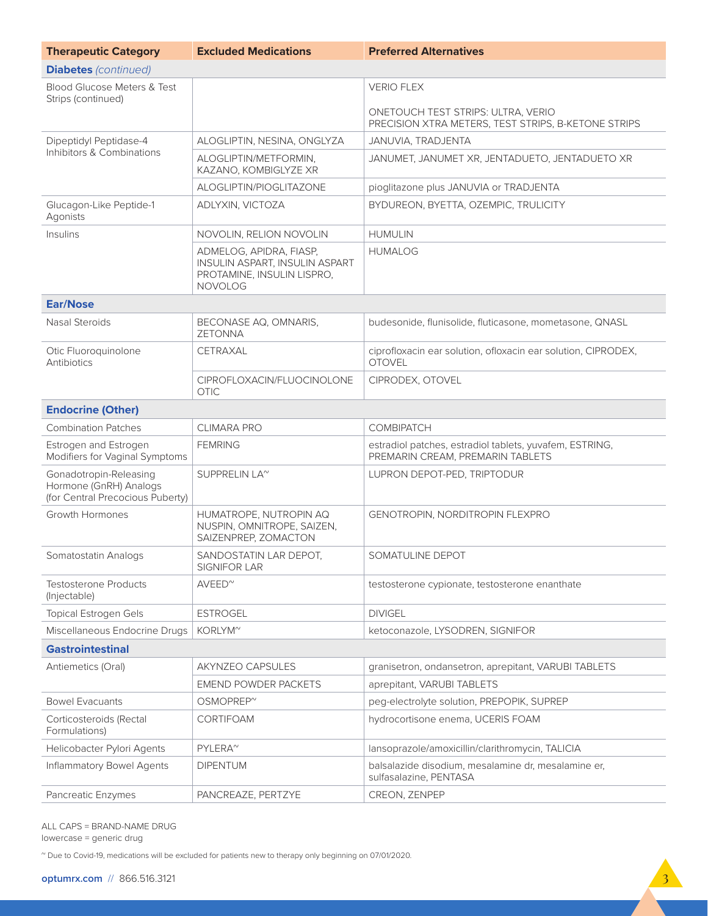| Therapeutic Category | Excluded Medications | Preferred Alternatives |
|---|---|---|
| **Diabetes** *(continued)* | | |
| Blood Glucose Meters & Test Strips (continued) | | VERIO FLEX<br><br>ONETOUCH TEST STRIPS: ULTRA, VERIO<br>PRECISION XTRA METERS, TEST STRIPS, B-KETONE STRIPS |
| Dipeptidyl Peptidase-4 Inhibitors & Combinations | ALOGLIPTIN, NESINA, ONGLYZA | JANUVIA, TRADJENTA |
| | ALOGLIPTIN/METFORMIN, KAZANO, KOMBIGLYZE XR | JANUMET, JANUMET XR, JENTADUETO, JENTADUETO XR |
| | ALOGLIPTIN/PIOGLITAZONE | pioglitazone plus JANUVIA or TRADJENTA |
| Glucagon-Like Peptide-1 Agonists | ADLYXIN, VICTOZA | BYDUREON, BYETTA, OZEMPIC, TRULICITY |
| Insulins | NOVOLIN, RELION NOVOLIN | HUMULIN |
| | ADMELOG, APIDRA, FIASP, INSULIN ASPART, INSULIN ASPART PROTAMINE, INSULIN LISPRO, NOVOLOG | HUMALOG |
| **Ear/Nose** | | |
| Nasal Steroids | BECONASE AQ, OMNARIS, ZETONNA | budesonide, flunisolide, fluticasone, mometasone, QNASL |
| Otic Fluoroquinolone Antibiotics | CETRAXAL | ciprofloxacin ear solution, ofloxacin ear solution, CIPRODEX, OTOVEL |
| | CIPROFLOXACIN/FLUOCINOLONE OTIC | CIPRODEX, OTOVEL |
| **Endocrine (Other)** | | |
| Combination Patches | CLIMARA PRO | COMBIPATCH |
| Estrogen and Estrogen Modifiers for Vaginal Symptoms | FEMRING | estradiol patches, estradiol tablets, yuvafem, ESTRING, PREMARIN CREAM, PREMARIN TABLETS |
| Gonadotropin-Releasing Hormone (GnRH) Analogs (for Central Precocious Puberty) | SUPPRELIN LA~ | LUPRON DEPOT-PED, TRIPTODUR |
| Growth Hormones | HUMATROPE, NUTROPIN AQ NUSPIN, OMNITROPE, SAIZEN, SAIZENPREP, ZOMACTON | GENOTROPIN, NORDITROPIN FLEXPRO |
| Somatostatin Analogs | SANDOSTATIN LAR DEPOT, SIGNIFOR LAR | SOMATULINE DEPOT |
| Testosterone Products (Injectable) | AVEED~ | testosterone cypionate, testosterone enanthate |
| Topical Estrogen Gels | ESTROGEL | DIVIGEL |
| Miscellaneous Endocrine Drugs | KORLYM~ | ketoconazole, LYSODREN, SIGNIFOR |
| **Gastrointestinal** | | |
| Antiemetics (Oral) | AKYNZEO CAPSULES | granisetron, ondansetron, aprepitant, VARUBI TABLETS |
| | EMEND POWDER PACKETS | aprepitant, VARUBI TABLETS |
| Bowel Evacuants | OSMOPREP~ | peg-electrolyte solution, PREPOPIK, SUPREP |
| Corticosteroids (Rectal Formulations) | CORTIFOAM | hydrocortisone enema, UCERIS FOAM |
| Helicobacter Pylori Agents | PYLERA~ | lansoprazole/amoxicillin/clarithromycin, TALICIA |
| Inflammatory Bowel Agents | DIPENTUM | balsalazide disodium, mesalamine dr, mesalamine er, sulfasalazine, PENTASA |
| Pancreatic Enzymes | PANCREAZE, PERTZYE | CREON, ZENPEP |

ALL CAPS = BRAND-NAME DRUG
lowercase = generic drug

~ Due to Covid-19, medications will be excluded for patients new to therapy only beginning on 07/01/2020.

optumrx.com // 866.516.3121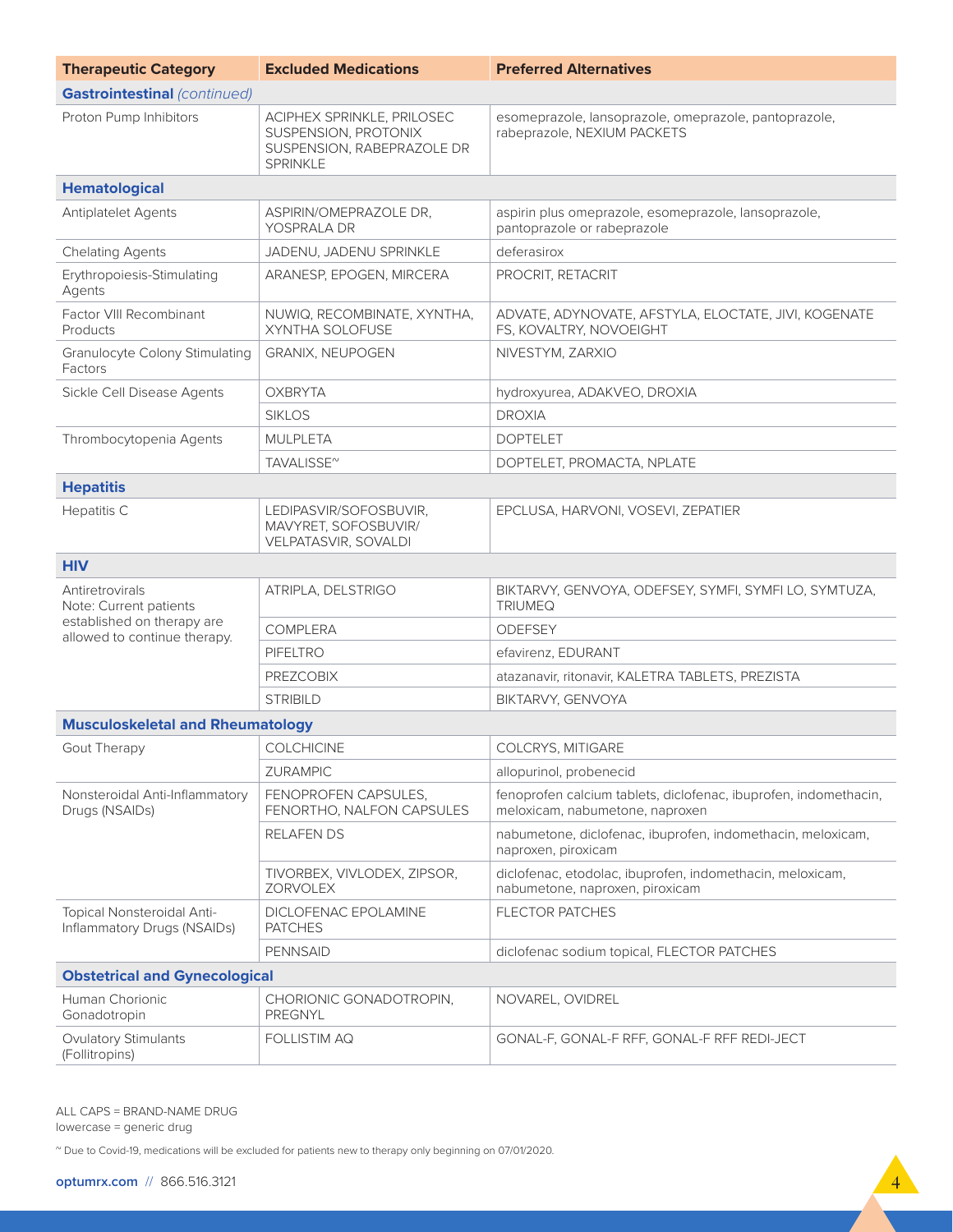| Therapeutic Category | Excluded Medications | Preferred Alternatives |
|---|---|---|
| **Gastrointestinal** *(continued)* | | |
| Proton Pump Inhibitors | ACIPHEX SPRINKLE, PRILOSEC SUSPENSION, PROTONIX SUSPENSION, RABEPRAZOLE DR SPRINKLE | esomeprazole, lansoprazole, omeprazole, pantoprazole, rabeprazole, NEXIUM PACKETS |
| **Hematological** | | |
| Antiplatelet Agents | ASPIRIN/OMEPRAZOLE DR, YOSPRALA DR | aspirin plus omeprazole, esomeprazole, lansoprazole, pantoprazole or rabeprazole |
| Chelating Agents | JADENU, JADENU SPRINKLE | deferasirox |
| Erythropoiesis-Stimulating Agents | ARANESP, EPOGEN, MIRCERA | PROCRIT, RETACRIT |
| Factor VIII Recombinant Products | NUWIQ, RECOMBINATE, XYNTHA, XYNTHA SOLOFUSE | ADVATE, ADYNOVATE, AFSTYLA, ELOCTATE, JIVI, KOGENATE FS, KOVALTRY, NOVOEIGHT |
| Granulocyte Colony Stimulating Factors | GRANIX, NEUPOGEN | NIVESTYM, ZARXIO |
| Sickle Cell Disease Agents | OXBRYTA | hydroxyurea, ADAKVEO, DROXIA |
| | SIKLOS | DROXIA |
| Thrombocytopenia Agents | MULPLETA | DOPTELET |
| | TAVALISSE~ | DOPTELET, PROMACTA, NPLATE |
| **Hepatitis** | | |
| Hepatitis C | LEDIPASVIR/SOFOSBUVIR, MAVYRET, SOFOSBUVIR/VELPATASVIR, SOVALDI | EPCLUSA, HARVONI, VOSEVI, ZEPATIER |
| **HIV** | | |
| Antiretrovirals<br>Note: Current patients established on therapy are allowed to continue therapy. | ATRIPLA, DELSTRIGO | BIKTARVY, GENVOYA, ODEFSEY, SYMFI, SYMFI LO, SYMTUZA, TRIUMEQ |
| | COMPLERA | ODEFSEY |
| | PIFELTRO | efavirenz, EDURANT |
| | PREZCOBIX | atazanavir, ritonavir, KALETRA TABLETS, PREZISTA |
| | STRIBILD | BIKTARVY, GENVOYA |
| **Musculoskeletal and Rheumatology** | | |
| Gout Therapy | COLCHICINE | COLCRYS, MITIGARE |
| | ZURAMPIC | allopurinol, probenecid |
| Nonsteroidal Anti-Inflammatory Drugs (NSAIDs) | FENOPROFEN CAPSULES, FENORTHO, NALFON CAPSULES | fenoprofen calcium tablets, diclofenac, ibuprofen, indomethacin, meloxicam, nabumetone, naproxen |
| | RELAFEN DS | nabumetone, diclofenac, ibuprofen, indomethacin, meloxicam, naproxen, piroxicam |
| | TIVORBEX, VIVLODEX, ZIPSOR, ZORVOLEX | diclofenac, etodolac, ibuprofen, indomethacin, meloxicam, nabumetone, naproxen, piroxicam |
| Topical Nonsteroidal Anti-Inflammatory Drugs (NSAIDs) | DICLOFENAC EPOLAMINE PATCHES | FLECTOR PATCHES |
| | PENNSAID | diclofenac sodium topical, FLECTOR PATCHES |
| **Obstetrical and Gynecological** | | |
| Human Chorionic Gonadotropin | CHORIONIC GONADOTROPIN, PREGNYL | NOVAREL, OVIDREL |
| Ovulatory Stimulants (Follitropins) | FOLLISTIM AQ | GONAL-F, GONAL-F RFF, GONAL-F RFF REDI-JECT |

ALL CAPS = BRAND-NAME DRUG
lowercase = generic drug

~ Due to Covid-19, medications will be excluded for patients new to therapy only beginning on 07/01/2020.

optumrx.com // 866.516.3121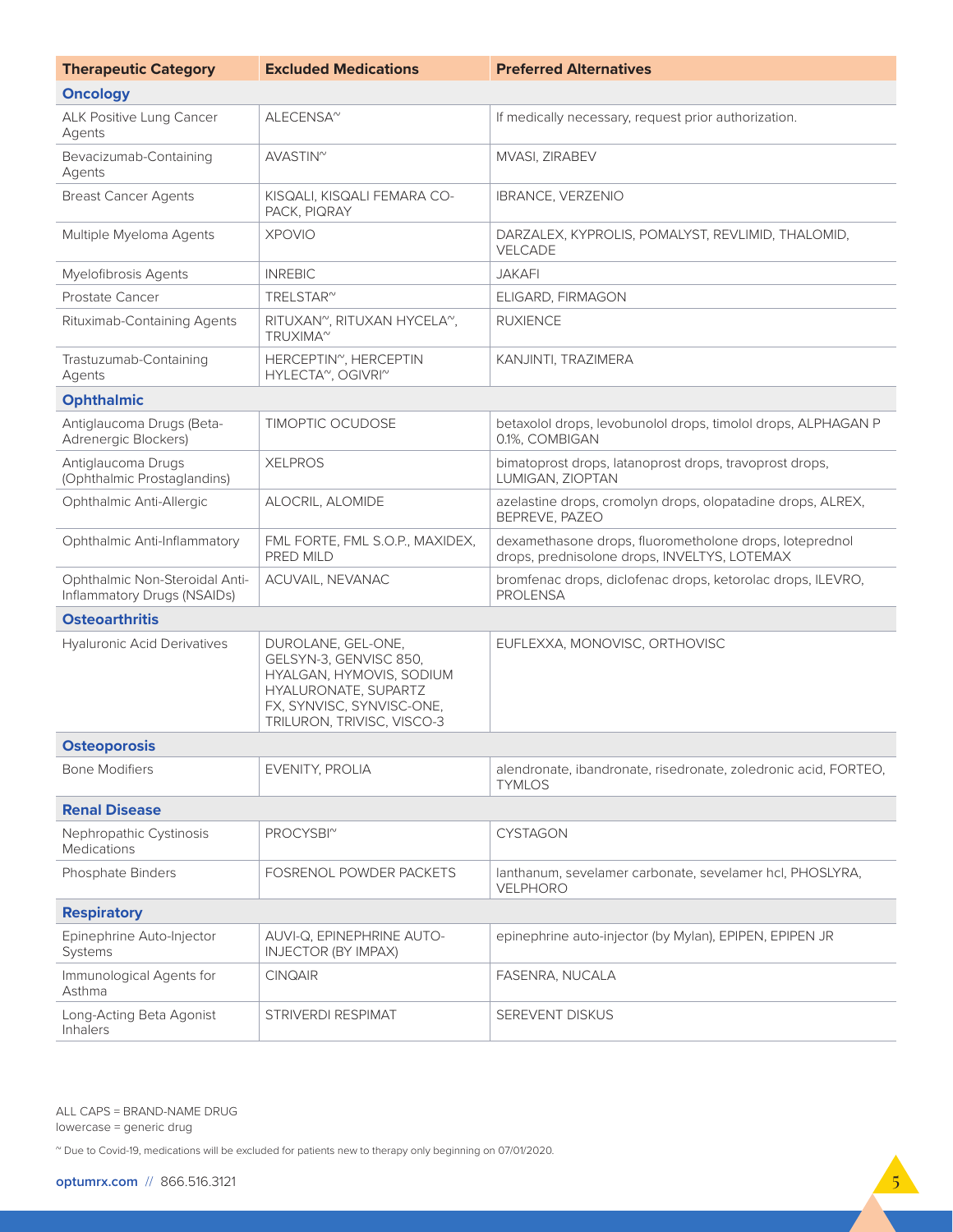| Therapeutic Category | Excluded Medications | Preferred Alternatives |
|---|---|---|
| **Oncology** | | |
| ALK Positive Lung Cancer Agents | ALECENSA~ | If medically necessary, request prior authorization. |
| Bevacizumab-Containing Agents | AVASTIN~ | MVASI, ZIRABEV |
| Breast Cancer Agents | KISQALI, KISQALI FEMARA CO-PACK, PIQRAY | IBRANCE, VERZENIO |
| Multiple Myeloma Agents | XPOVIO | DARZALEX, KYPROLIS, POMALYST, REVLIMID, THALOMID, VELCADE |
| Myelofibrosis Agents | INREBIC | JAKAFI |
| Prostate Cancer | TRELSTAR~ | ELIGARD, FIRMAGON |
| Rituximab-Containing Agents | RITUXAN~, RITUXAN HYCELA~, TRUXIMA~ | RUXIENCE |
| Trastuzumab-Containing Agents | HERCEPTIN~, HERCEPTIN HYLECTA~, OGIVRI~ | KANJINTI, TRAZIMERA |
| **Ophthalmic** | | |
| Antiglaucoma Drugs (Beta-Adrenergic Blockers) | TIMOPTIC OCUDOSE | betaxolol drops, levobunolol drops, timolol drops, ALPHAGAN P 0.1%, COMBIGAN |
| Antiglaucoma Drugs (Ophthalmic Prostaglandins) | XELPROS | bimatoprost drops, latanoprost drops, travoprost drops, LUMIGAN, ZIOPTAN |
| Ophthalmic Anti-Allergic | ALOCRIL, ALOMIDE | azelastine drops, cromolyn drops, olopatadine drops, ALREX, BEPREVE, PAZEO |
| Ophthalmic Anti-Inflammatory | FML FORTE, FML S.O.P., MAXIDEX, PRED MILD | dexamethasone drops, fluorometholone drops, loteprednol drops, prednisolone drops, INVELTYS, LOTEMAX |
| Ophthalmic Non-Steroidal Anti-Inflammatory Drugs (NSAIDs) | ACUVAIL, NEVANAC | bromfenac drops, diclofenac drops, ketorolac drops, ILEVRO, PROLENSA |
| **Osteoarthritis** | | |
| Hyaluronic Acid Derivatives | DUROLANE, GEL-ONE, GELSYN-3, GENVISC 850, HYALGAN, HYMOVIS, SODIUM HYALURONATE, SUPARTZ FX, SYNVISC, SYNVISC-ONE, TRILURON, TRIVISC, VISCO-3 | EUFLEXXA, MONOVISC, ORTHOVISC |
| **Osteoporosis** | | |
| Bone Modifiers | EVENITY, PROLIA | alendronate, ibandronate, risedronate, zoledronic acid, FORTEO, TYMLOS |
| **Renal Disease** | | |
| Nephropathic Cystinosis Medications | PROCYSBI~ | CYSTAGON |
| Phosphate Binders | FOSRENOL POWDER PACKETS | lanthanum, sevelamer carbonate, sevelamer hcl, PHOSLYRA, VELPHORO |
| **Respiratory** | | |
| Epinephrine Auto-Injector Systems | AUVI-Q, EPINEPHRINE AUTO-INJECTOR (BY IMPAX) | epinephrine auto-injector (by Mylan), EPIPEN, EPIPEN JR |
| Immunological Agents for Asthma | CINQAIR | FASENRA, NUCALA |
| Long-Acting Beta Agonist Inhalers | STRIVERDI RESPIMAT | SEREVENT DISKUS |

ALL CAPS = BRAND-NAME DRUG
lowercase = generic drug

~ Due to Covid-19, medications will be excluded for patients new to therapy only beginning on 07/01/2020.

optumrx.com // 866.516.3121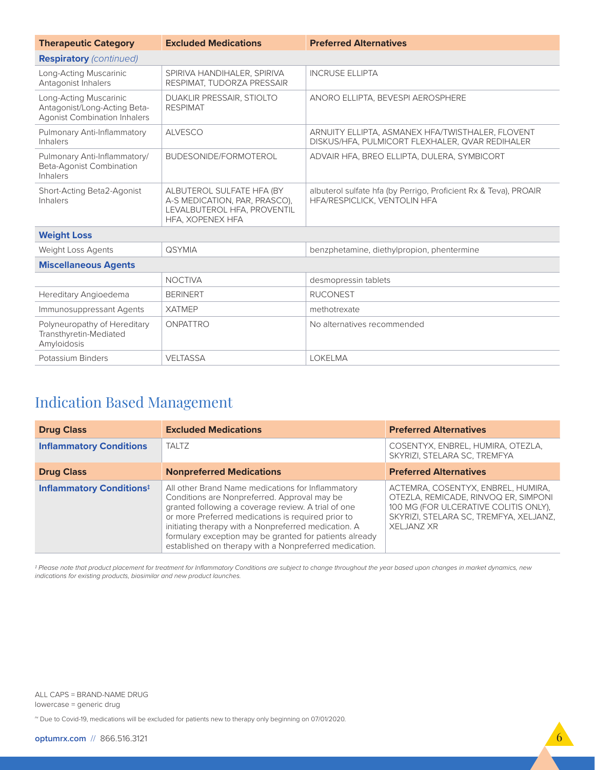| Therapeutic Category | Excluded Medications | Preferred Alternatives |
|---|---|---|
| **Respiratory** *(continued)* | | |
| Long-Acting Muscarinic Antagonist Inhalers | SPIRIVA HANDIHALER, SPIRIVA RESPIMAT, TUDORZA PRESSAIR | INCRUSE ELLIPTA |
| Long-Acting Muscarinic Antagonist/Long-Acting Beta-Agonist Combination Inhalers | DUAKLIR PRESSAIR, STIOLTO RESPIMAT | ANORO ELLIPTA, BEVESPI AEROSPHERE |
| Pulmonary Anti-Inflammatory Inhalers | ALVESCO | ARNUITY ELLIPTA, ASMANEX HFA/TWISTHALER, FLOVENT DISKUS/HFA, PULMICORT FLEXHALER, QVAR REDIHALER |
| Pulmonary Anti-Inflammatory/ Beta-Agonist Combination Inhalers | BUDESONIDE/FORMOTEROL | ADVAIR HFA, BREO ELLIPTA, DULERA, SYMBICORT |
| Short-Acting Beta2-Agonist Inhalers | ALBUTEROL SULFATE HFA (BY A-S MEDICATION, PAR, PRASCO), LEVALBUTEROL HFA, PROVENTIL HFA, XOPENEX HFA | albuterol sulfate hfa (by Perrigo, Proficient Rx & Teva), PROAIR HFA/RESPICLICK, VENTOLIN HFA |
| **Weight Loss** | | |
| Weight Loss Agents | QSYMIA | benzphetamine, diethylpropion, phentermine |
| **Miscellaneous Agents** | | |
| | NOCTIVA | desmopressin tablets |
| Hereditary Angioedema | BERINERT | RUCONEST |
| Immunosuppressant Agents | XATMEP | methotrexate |
| Polyneuropathy of Hereditary Transthyretin-Mediated Amyloidosis | ONPATTRO | No alternatives recommended |
| Potassium Binders | VELTASSA | LOKELMA |

## Indication Based Management

| Drug Class | Excluded Medications | Preferred Alternatives |
|---|---|---|
| **Inflammatory Conditions** | TALTZ | COSENTYX, ENBREL, HUMIRA, OTEZLA, SKYRIZI, STELARA SC, TREMFYA |
| **Drug Class** | **Nonpreferred Medications** | **Preferred Alternatives** |
| **Inflammatory Conditions‡** | All other Brand Name medications for Inflammatory Conditions are Nonpreferred. Approval may be granted following a coverage review. A trial of one or more Preferred medications is required prior to initiating therapy with a Nonpreferred medication. A formulary exception may be granted for patients already established on therapy with a Nonpreferred medication. | ACTEMRA, COSENTYX, ENBREL, HUMIRA, OTEZLA, REMICADE, RINVOQ ER, SIMPONI 100 MG (FOR ULCERATIVE COLITIS ONLY), SKYRIZI, STELARA SC, TREMFYA, XELJANZ, XELJANZ XR |

*‡ Please note that product placement for treatment for Inflammatory Conditions are subject to change throughout the year based upon changes in market dynamics, new indications for existing products, biosimilar and new product launches.*

ALL CAPS = BRAND-NAME DRUG
lowercase = generic drug

~ Due to Covid-19, medications will be excluded for patients new to therapy only beginning on 07/01/2020.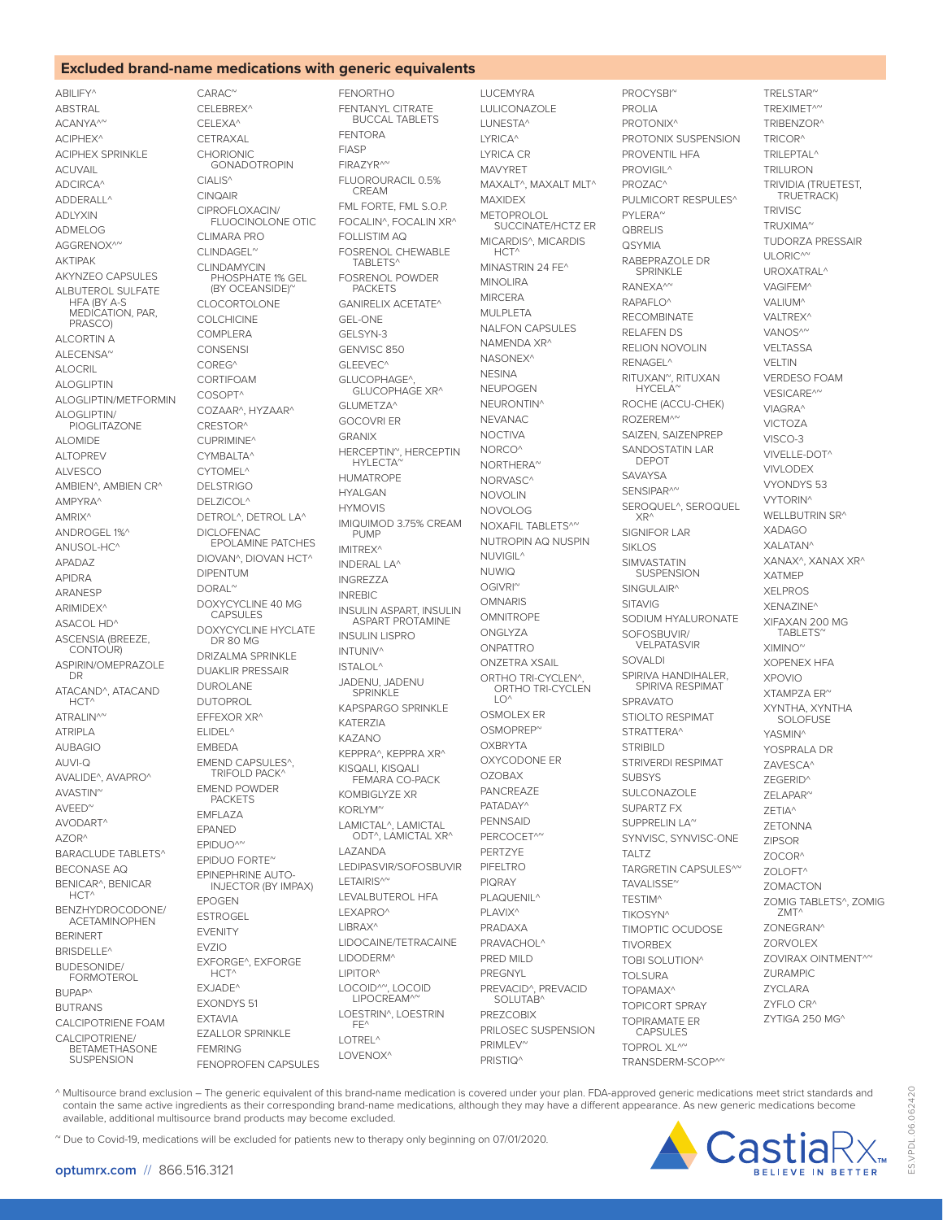## Excluded brand-name medications with generic equivalents

- ABILIFY^
- ABSTRAL
- ACANYA^~
- ACIPHEX^
- ACIPHEX SPRINKLE
- ACUVAIL
- ADCIRCA^
- ADDERALL^
- ADLYXIN
- ADMELOG
- AGGRENOX^~
- AKTIPAK
- AKYNZEO CAPSULES
- ALBUTEROL SULFATE HFA (BY A-S MEDICATION, PAR, PRASCO)
- ALCORTIN A
- ALECENSA~
- ALOCRIL
- ALOGLIPTIN
- ALOGLIPTIN/METFORMIN
- ALOGLIPTIN/PIOGLITAZONE
- ALOMIDE
- ALTOPREV
- ALVESCO
- AMBIEN^, AMBIEN CR^
- AMPYRA^
- AMRIX^
- ANDROGEL 1%^
- ANUSOL-HC^
- APADAZ
- APIDRA
- ARANESP
- ARIMIDEX^
- ASACOL HD^
- ASCENSIA (BREEZE, CONTOUR)
- ASPIRIN/OMEPRAZOLE DR
- ATACAND^, ATACAND HCT^
- ATRALIN^~
- ATRIPLA
- AUBAGIO
- AUVI-Q
- AVALIDE^, AVAPRO^
- AVASTIN~
- AVEED~
- AVODART^
- AZOR^
- BARACLUDE TABLETS^
- BECONASE AQ
- BENICAR^, BENICAR HCT^
- BENZHYDROCODONE/ACETAMINOPHEN
- BERINERT
- BRISDELLE^
- BUDESONIDE/FORMOTEROL
- BUPAP^
- BUTRANS
- CALCIPOTRIENE FOAM
- CALCIPOTRIENE/BETAMETHASONE SUSPENSION
- CARAC~
- CELEBREX^
- CELEXA^
- CETRAXAL
- CHORIONIC GONADOTROPIN
- CIALIS^
- CINQAIR
- CIPROFLOXACIN/FLUOCINOLONE OTIC
- CLIMARA PRO
- CLINDAGEL~
- CLINDAMYCIN PHOSPHATE 1% GEL (BY OCEANSIDE)~
- CLOCORTOLONE
- COLCHICINE
- COMPLERA
- CONSENSI
- COREG^
- CORTIFOAM
- COSOPT^
- COZAAR^, HYZAAR^
- CRESTOR^
- CUPRIMINE^
- CYMBALTA^
- CYTOMEL^
- DELSTRIGO
- DELZICOL^
- DETROL^, DETROL LA^
- DICLOFENAC EPOLAMINE PATCHES
- DIOVAN^, DIOVAN HCT^
- DIPENTUM
- DORAL~
- DOXYCYCLINE 40 MG CAPSULES
- DOXYCYCLINE HYCLATE DR 80 MG
- DRIZALMA SPRINKLE
- DUAKLIR PRESSAIR
- DUROLANE
- DUTOPROL
- EFFEXOR XR^
- ELIDEL^
- EMBEDA
- EMEND CAPSULES^, TRIFOLD PACK^
- EMEND POWDER PACKETS
- EMFLAZA
- EPANED
- EPIDUO^~
- EPIDUO FORTE~
- EPINEPHRINE AUTO-INJECTOR (BY IMPAX)
- EPOGEN
- ESTROGEL
- EVENITY
- EVZIO
- EXFORGE^, EXFORGE HCT^
- EXJADE^
- EXONDYS 51
- EXTAVIA
- EZALLOR SPRINKLE
- FEMRING
- FENOPROFEN CAPSULES
- FENORTHO
- FENTANYL CITRATE BUCCAL TABLETS
- FENTORA
- FIASP
- FIRAZYR^~
- FLUOROURACIL 0.5% CREAM
- FML FORTE, FML S.O.P.
- FOCALIN^, FOCALIN XR^
- FOLLISTIM AQ
- FOSRENOL CHEWABLE TABLETS^
- FOSRENOL POWDER PACKETS
- GANIRELIX ACETATE^
- GEL-ONE
- GELSYN-3
- GENVISC 850
- GLEEVEC^
- GLUCOPHAGE^, GLUCOPHAGE XR^
- GLUMETZA^
- GOCOVRI ER
- GRANIX
- HERCEPTIN~, HERCEPTIN HYLECTA~
- HUMATROPE
- HYALGAN
- HYMOVIS
- IMIQUIMOD 3.75% CREAM PUMP
- IMITREX^
- INDERAL LA^
- INGREZZA
- INREBIC
- INSULIN ASPART, INSULIN ASPART PROTAMINE
- INSULIN LISPRO
- INTUNIV^
- ISTALOL^
- JADENU, JADENU SPRINKLE
- KAPSPARGO SPRINKLE
- KATERZIA
- KAZANO
- KEPPRA^, KEPPRA XR^
- KISQALI, KISQALI FEMARA CO-PACK
- KOMBIGLYZE XR
- KORLYM~
- LAMICTAL^, LAMICTAL ODT^, LAMICTAL XR^
- LAZANDA
- LEDIPASVIR/SOFOSBUVIR
- LETAIRIS^~
- LEVALBUTEROL HFA
- LEXAPRO^
- LIBRAX^
- LIDOCAINE/TETRACAINE
- LIDODERM^
- LIPITOR^
- LOCOID^~, LOCOID LIPOCREAM^~
- LOESTRIN^, LOESTRIN FE^
- LOTREL^
- LOVENOX^
- LUCEMYRA
- LULICONAZOLE
- LUNESTA^
- LYRICA^
- LYRICA CR
- MAVYRET
- MAXALT^, MAXALT MLT^
- MAXIDEX
- METOPROLOL SUCCINATE/HCTZ ER
- MICARDIS^, MICARDIS HCT^
- MINASTRIN 24 FE^
- MINOLIRA
- MIRCERA
- MULPLETA
- NALFON CAPSULES
- NAMENDA XR^
- NASONEX^
- NESINA
- NEUPOGEN
- NEURONTIN^
- NEVANAC
- NOCTIVA
- NORCO^
- NORTHERA~
- NORVASC^
- NOVOLIN
- NOVOLOG
- NOXAFIL TABLETS^~
- NUTROPIN AQ NUSPIN
- NUVIGIL^
- NUWIQ
- OGIVRI~
- OMNARIS
- OMNITROPE
- ONGLYZA
- ONPATTRO
- ONZETRA XSAIL
- ORTHO TRI-CYCLEN^, ORTHO TRI-CYCLEN LO^
- OSMOLEX ER
- OSMOPREP~
- OXBRYTA
- OXYCODONE ER
- OZOBAX
- PANCREAZE
- PATADAY^
- PENNSAID
- PERCOCET^~
- PERTZYE
- PIFELTRO
- PIQRAY
- PLAQUENIL^
- PLAVIX^
- PRADAXA
- PRAVACHOL^
- PRED MILD
- PREGNYL
- PREVACID^, PREVACID SOLUTAB^
- PREZCOBIX
- PRILOSEC SUSPENSION
- PRIMLEV~
- PRISTIQ^
- PROCYSBI~
- PROLIA
- PROTONIX^
- PROTONIX SUSPENSION
- PROVENTIL HFA
- PROVIGIL^
- PROZAC^
- PULMICORT RESPULES^
- PYLERA~
- QBRELIS
- QSYMIA
- RABEPRAZOLE DR SPRINKLE
- RANEXA^~
- RAPAFLO^
- RECOMBINATE
- RELAFEN DS
- RELION NOVOLIN
- RENAGEL^
- RITUXAN~, RITUXAN HYCELA~
- ROCHE (ACCU-CHEK)
- ROZEREM^~
- SAIZEN, SAIZENPREP
- SANDOSTATIN LAR DEPOT
- SAVAYSA
- SENSIPAR^~
- SEROQUEL^, SEROQUEL XR^
- SIGNIFOR LAR
- SIKLOS
- SIMVASTATIN SUSPENSION
- SINGULAIR^
- SITAVIG
- SODIUM HYALURONATE
- SOFOSBUVIR/VELPATASVIR
- SOVALDI
- SPIRIVA HANDIHALER, SPIRIVA RESPIMAT
- SPRAVATO
- STIOLTO RESPIMAT
- STRATTERA^
- STRIBILD
- STRIVERDI RESPIMAT
- SUBSYS
- SULCONAZOLE
- SUPARTZ FX
- SUPPRELIN LA~
- SYNVISC, SYNVISC-ONE
- TALTZ
- TARGRETIN CAPSULES^~
- TAVALISSE~
- TESTIM^
- TIKOSYN^
- TIMOPTIC OCUDOSE
- TIVORBEX
- TOBI SOLUTION^
- TOLSURA
- TOPAMAX^
- TOPICORT SPRAY
- TOPIRAMATE ER CAPSULES
- TOPROL XL^~
- TRANSDERM-SCOP^~
- TRELSTAR~
- TREXIMET^~
- TRIBENZOR^
- TRICOR^
- TRILEPTAL^
- TRILURON
- TRIVIDIA (TRUETEST, TRUETRACK)
- TRIVISC
- TRUXIMA~
- TUDORZA PRESSAIR
- ULORIC^~
- UROXATRAL^
- VAGIFEM^
- VALIUM^
- VALTREX^
- VANOS^~
- VELTASSA
- VELTIN
- VERDESO FOAM
- VESICARE^~
- VIAGRA^
- VICTOZA
- VISCO-3
- VIVELLE-DOT^
- VIVLODEX
- VYONDYS 53
- VYTORIN^
- WELLBUTRIN SR^
- XADAGO
- XALATAN^
- XANAX^, XANAX XR^
- XATMEP
- XELPROS
- XENAZINE^
- XIFAXAN 200 MG TABLETS~
- XIMINO~
- XOPENEX HFA
- XPOVIO
- XTAMPZA ER~
- XYNTHA, XYNTHA SOLOFUSE
- YASMIN^
- YOSPRALA DR
- ZAVESCA^
- ZEGERID^
- ZELAPAR~
- ZETIA^
- ZETONNA
- ZIPSOR
- ZOCOR^
- ZOLOFT^
- ZOMACTON
- ZOMIG TABLETS^, ZOMIG ZMT^
- ZONEGRAN^
- ZORVOLEX
- ZOVIRAX OINTMENT^~
- ZURAMPIC
- ZYCLARA
- ZYFLO CR^
- ZYTIGA 250 MG^

^ Multisource brand exclusion – The generic equivalent of this brand-name medication is covered under your plan. FDA-approved generic medications meet strict standards and contain the same active ingredients as their corresponding brand-name medications, although they may have a different appearance. As new generic medications become available, additional multisource brand products may become excluded.

~ Due to Covid-19, medications will be excluded for patients new to therapy only beginning on 07/01/2020.

**optumrx.com** // 866.516.3121

CastiaRx. BELIEVE IN BETTER

ES.VPDL.06.062420